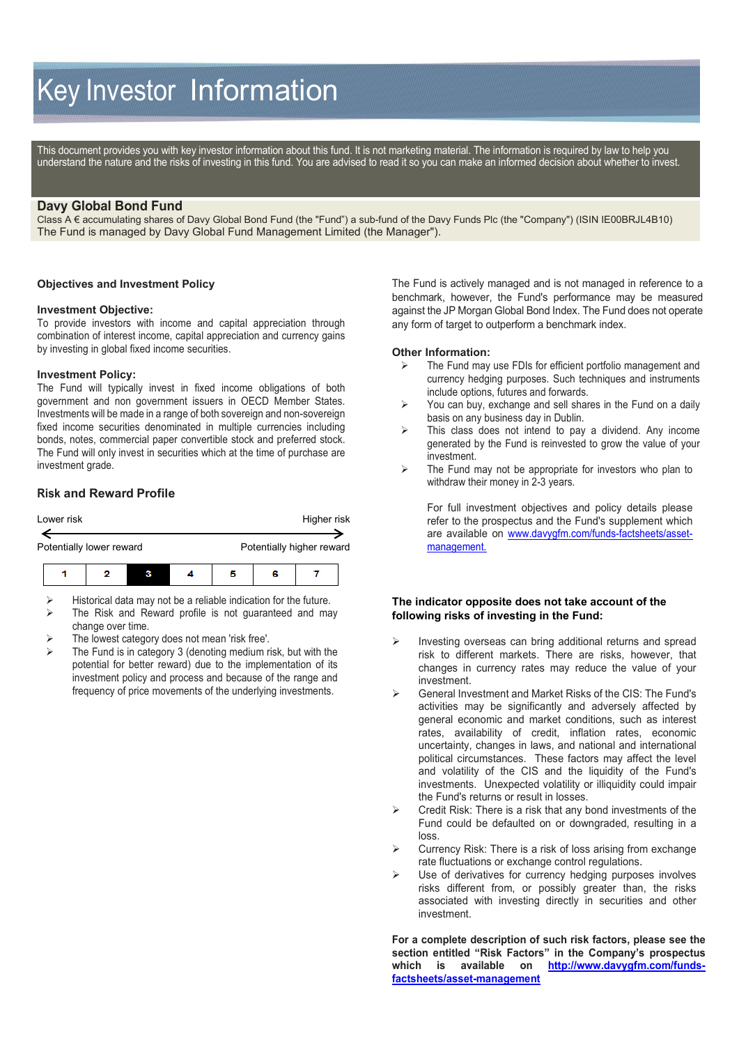# Key Investor Information

This document provides you with key investor information about this fund. It is not marketing material. The information is required by law to help you understand the nature and the risks of investing in this fund. You are advised to read it so you can make an informed decision about whether to invest.

## Davy Global Bond Fund

Class A € accumulating shares of Davy Global Bond Fund (the "Fund") a sub-fund of the Davy Funds Plc (the "Company") (ISIN IE00BRJL4B10)
The Fund is managed by Davy Global Fund Management Limited (the Manager").

### Objectives and Investment Policy

**Investment Objective:**
To provide investors with income and capital appreciation through combination of interest income, capital appreciation and currency gains by investing in global fixed income securities.

**Investment Policy:**
The Fund will typically invest in fixed income obligations of both government and non government issuers in OECD Member States. Investments will be made in a range of both sovereign and non-sovereign fixed income securities denominated in multiple currencies including bonds, notes, commercial paper convertible stock and preferred stock. The Fund will only invest in securities which at the time of purchase are investment grade.

The Fund is actively managed and is not managed in reference to a benchmark, however, the Fund's performance may be measured against the JP Morgan Global Bond Index. The Fund does not operate any form of target to outperform a benchmark index.

**Other Information:**

- The Fund may use FDIs for efficient portfolio management and currency hedging purposes. Such techniques and instruments include options, futures and forwards.
- You can buy, exchange and sell shares in the Fund on a daily basis on any business day in Dublin.
- This class does not intend to pay a dividend. Any income generated by the Fund is reinvested to grow the value of your investment.
- The Fund may not be appropriate for investors who plan to withdraw their money in 2-3 years.

  For full investment objectives and policy details please refer to the prospectus and the Fund's supplement which are available on [www.davygfm.com/funds-factsheets/asset-management.](www.davygfm.com/funds-factsheets/asset-management)

### Risk and Reward Profile

Lower risk ← → Higher risk

Potentially lower reward — Potentially higher reward

| 1 | 2 | **3** | 4 | 5 | 6 | 7 |
|---|---|---|---|---|---|---|

- Historical data may not be a reliable indication for the future.
- The Risk and Reward profile is not guaranteed and may change over time.
- The lowest category does not mean 'risk free'.
- The Fund is in category 3 (denoting medium risk, but with the potential for better reward) due to the implementation of its investment policy and process and because of the range and frequency of price movements of the underlying investments.

**The indicator opposite does not take account of the following risks of investing in the Fund:**

- Investing overseas can bring additional returns and spread risk to different markets. There are risks, however, that changes in currency rates may reduce the value of your investment.
- General Investment and Market Risks of the CIS: The Fund's activities may be significantly and adversely affected by general economic and market conditions, such as interest rates, availability of credit, inflation rates, economic uncertainty, changes in laws, and national and international political circumstances. These factors may affect the level and volatility of the CIS and the liquidity of the Fund's investments. Unexpected volatility or illiquidity could impair the Fund's returns or result in losses.
- Credit Risk: There is a risk that any bond investments of the Fund could be defaulted on or downgraded, resulting in a loss.
- Currency Risk: There is a risk of loss arising from exchange rate fluctuations or exchange control regulations.
- Use of derivatives for currency hedging purposes involves risks different from, or possibly greater than, the risks associated with investing directly in securities and other investment.

**For a complete description of such risk factors, please see the section entitled "Risk Factors" in the Company's prospectus which is available on [http://www.davygfm.com/funds-factsheets/asset-management](http://www.davygfm.com/funds-factsheets/asset-management)**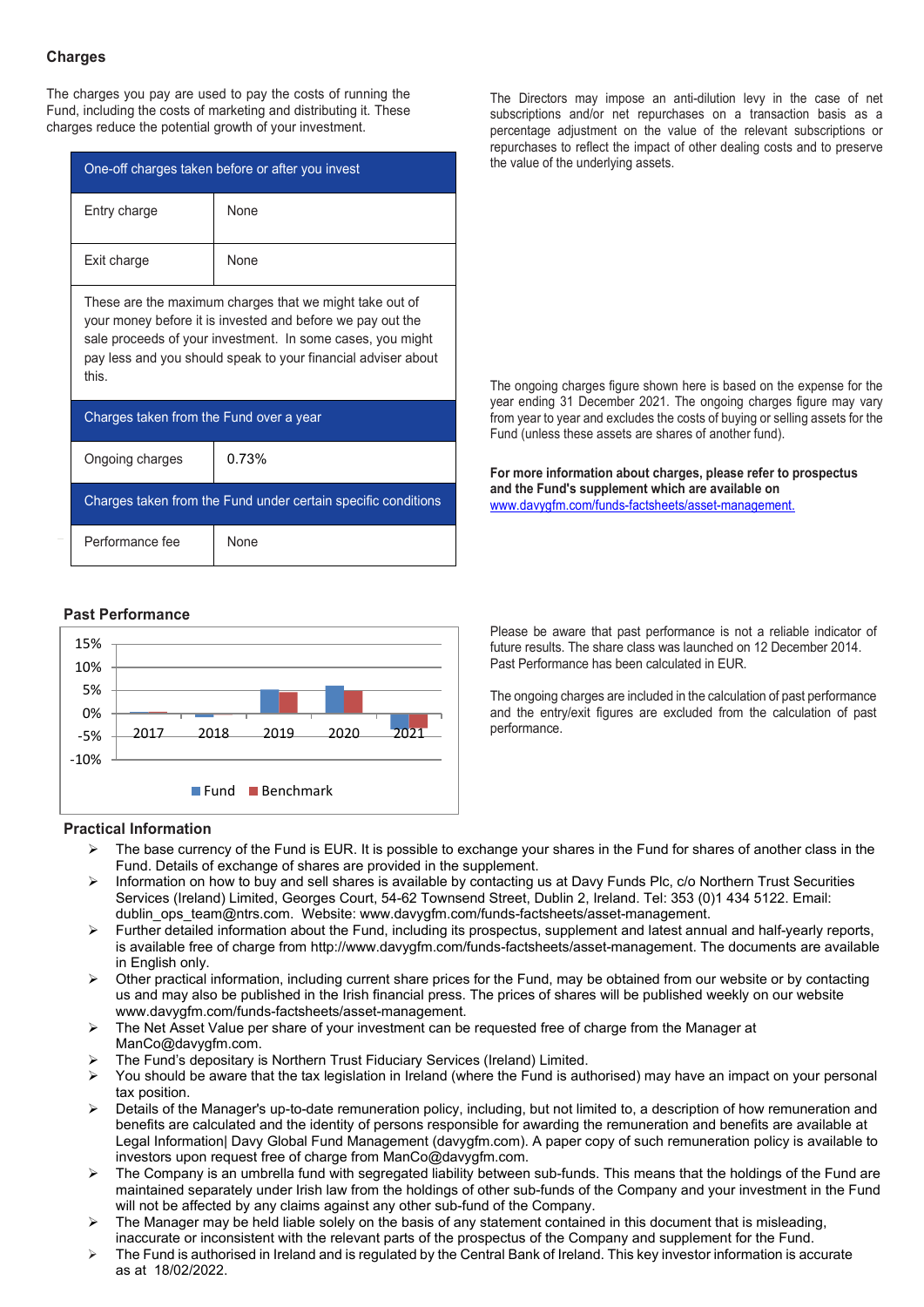## Charges

The charges you pay are used to pay the costs of running the Fund, including the costs of marketing and distributing it. These charges reduce the potential growth of your investment.

| One-off charges taken before or after you invest | |
|---|---|
| Entry charge | None |
| Exit charge | None |
| These are the maximum charges that we might take out of your money before it is invested and before we pay out the sale proceeds of your investment. In some cases, you might pay less and you should speak to your financial adviser about this. | |
| **Charges taken from the Fund over a year** | |
| Ongoing charges | 0.73% |
| **Charges taken from the Fund under certain specific conditions** | |
| Performance fee | None |

The Directors may impose an anti-dilution levy in the case of net subscriptions and/or net repurchases on a transaction basis as a percentage adjustment on the value of the relevant subscriptions or repurchases to reflect the impact of other dealing costs and to preserve the value of the underlying assets.

The ongoing charges figure shown here is based on the expense for the year ending 31 December 2021. The ongoing charges figure may vary from year to year and excludes the costs of buying or selling assets for the Fund (unless these assets are shares of another fund).

**For more information about charges, please refer to prospectus and the Fund's supplement which are available on** www.davygfm.com/funds-factsheets/asset-management.

## Past Performance

15%
10%
5%
0%
-5%
-10%
2017 2018 2019 2020 2021
Fund Benchmark

Please be aware that past performance is not a reliable indicator of future results. The share class was launched on 12 December 2014. Past Performance has been calculated in EUR.

The ongoing charges are included in the calculation of past performance and the entry/exit figures are excluded from the calculation of past performance.

## Practical Information

- The base currency of the Fund is EUR. It is possible to exchange your shares in the Fund for shares of another class in the Fund. Details of exchange of shares are provided in the supplement.
- Information on how to buy and sell shares is available by contacting us at Davy Funds Plc, c/o Northern Trust Securities Services (Ireland) Limited, Georges Court, 54-62 Townsend Street, Dublin 2, Ireland. Tel: 353 (0)1 434 5122. Email: dublin_ops_team@ntrs.com. Website: www.davygfm.com/funds-factsheets/asset-management.
- Further detailed information about the Fund, including its prospectus, supplement and latest annual and half-yearly reports, is available free of charge from http://www.davygfm.com/funds-factsheets/asset-management. The documents are available in English only.
- Other practical information, including current share prices for the Fund, may be obtained from our website or by contacting us and may also be published in the Irish financial press. The prices of shares will be published weekly on our website www.davygfm.com/funds-factsheets/asset-management.
- The Net Asset Value per share of your investment can be requested free of charge from the Manager at ManCo@davygfm.com.
- The Fund's depositary is Northern Trust Fiduciary Services (Ireland) Limited.
- You should be aware that the tax legislation in Ireland (where the Fund is authorised) may have an impact on your personal tax position.
- Details of the Manager's up-to-date remuneration policy, including, but not limited to, a description of how remuneration and benefits are calculated and the identity of persons responsible for awarding the remuneration and benefits are available at Legal Information| Davy Global Fund Management (davygfm.com). A paper copy of such remuneration policy is available to investors upon request free of charge from ManCo@davygfm.com.
- The Company is an umbrella fund with segregated liability between sub-funds. This means that the holdings of the Fund are maintained separately under Irish law from the holdings of other sub-funds of the Company and your investment in the Fund will not be affected by any claims against any other sub-fund of the Company.
- The Manager may be held liable solely on the basis of any statement contained in this document that is misleading, inaccurate or inconsistent with the relevant parts of the prospectus of the Company and supplement for the Fund.
- The Fund is authorised in Ireland and is regulated by the Central Bank of Ireland. This key investor information is accurate as at 18/02/2022.